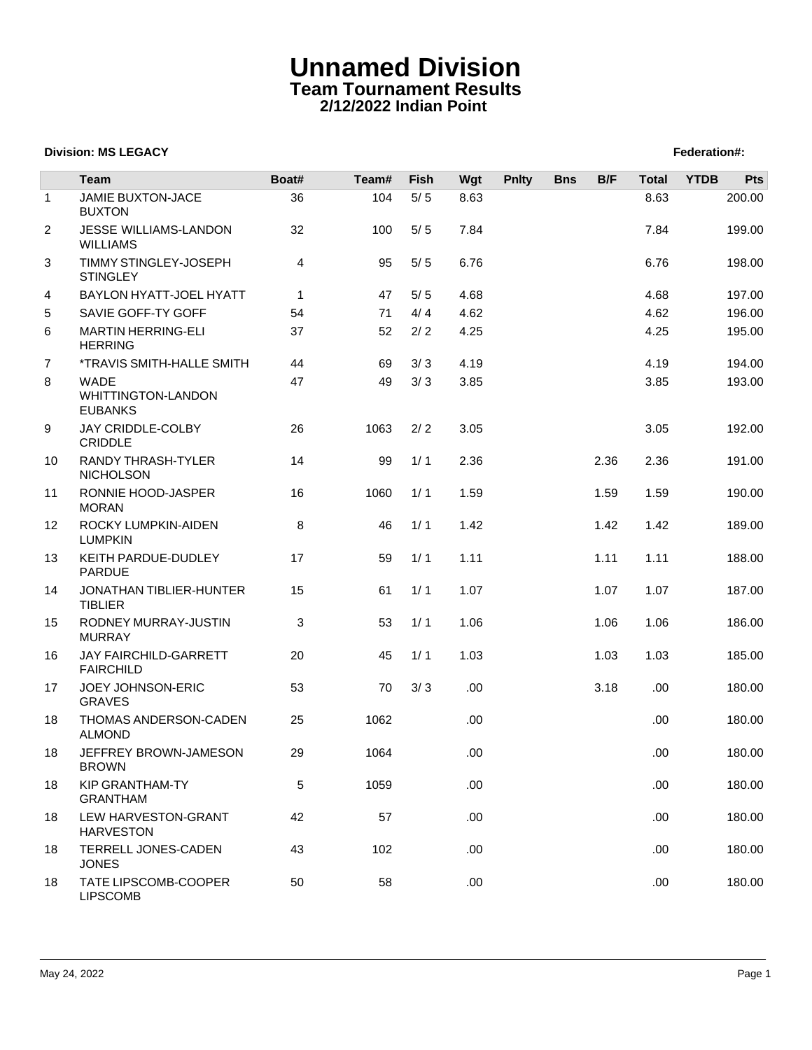# Unnamed Division

## Team Tournament Results

### 2/12/2022 Indian Point

**Division: MS LEGACY** **Federation#:**

| | Team | Boat# | Team# | Fish | Wgt | Pnlty | Bns | B/F | Total | YTDB | Pts |
|---|---|---|---|---|---|---|---|---|---|---|---|
| 1 | JAMIE BUXTON-JACE BUXTON | 36 | 104 | 5/ 5 | 8.63 | | | | 8.63 | | 200.00 |
| 2 | JESSE WILLIAMS-LANDON WILLIAMS | 32 | 100 | 5/ 5 | 7.84 | | | | 7.84 | | 199.00 |
| 3 | TIMMY STINGLEY-JOSEPH STINGLEY | 4 | 95 | 5/ 5 | 6.76 | | | | 6.76 | | 198.00 |
| 4 | BAYLON HYATT-JOEL HYATT | 1 | 47 | 5/ 5 | 4.68 | | | | 4.68 | | 197.00 |
| 5 | SAVIE GOFF-TY GOFF | 54 | 71 | 4/ 4 | 4.62 | | | | 4.62 | | 196.00 |
| 6 | MARTIN HERRING-ELI HERRING | 37 | 52 | 2/ 2 | 4.25 | | | | 4.25 | | 195.00 |
| 7 | *TRAVIS SMITH-HALLE SMITH | 44 | 69 | 3/ 3 | 4.19 | | | | 4.19 | | 194.00 |
| 8 | WADE WHITTINGTON-LANDON EUBANKS | 47 | 49 | 3/ 3 | 3.85 | | | | 3.85 | | 193.00 |
| 9 | JAY CRIDDLE-COLBY CRIDDLE | 26 | 1063 | 2/ 2 | 3.05 | | | | 3.05 | | 192.00 |
| 10 | RANDY THRASH-TYLER NICHOLSON | 14 | 99 | 1/ 1 | 2.36 | | | 2.36 | 2.36 | | 191.00 |
| 11 | RONNIE HOOD-JASPER MORAN | 16 | 1060 | 1/ 1 | 1.59 | | | 1.59 | 1.59 | | 190.00 |
| 12 | ROCKY LUMPKIN-AIDEN LUMPKIN | 8 | 46 | 1/ 1 | 1.42 | | | 1.42 | 1.42 | | 189.00 |
| 13 | KEITH PARDUE-DUDLEY PARDUE | 17 | 59 | 1/ 1 | 1.11 | | | 1.11 | 1.11 | | 188.00 |
| 14 | JONATHAN TIBLIER-HUNTER TIBLIER | 15 | 61 | 1/ 1 | 1.07 | | | 1.07 | 1.07 | | 187.00 |
| 15 | RODNEY MURRAY-JUSTIN MURRAY | 3 | 53 | 1/ 1 | 1.06 | | | 1.06 | 1.06 | | 186.00 |
| 16 | JAY FAIRCHILD-GARRETT FAIRCHILD | 20 | 45 | 1/ 1 | 1.03 | | | 1.03 | 1.03 | | 185.00 |
| 17 | JOEY JOHNSON-ERIC GRAVES | 53 | 70 | 3/ 3 | .00 | | | 3.18 | .00 | | 180.00 |
| 18 | THOMAS ANDERSON-CADEN ALMOND | 25 | 1062 | | .00 | | | | .00 | | 180.00 |
| 18 | JEFFREY BROWN-JAMESON BROWN | 29 | 1064 | | .00 | | | | .00 | | 180.00 |
| 18 | KIP GRANTHAM-TY GRANTHAM | 5 | 1059 | | .00 | | | | .00 | | 180.00 |
| 18 | LEW HARVESTON-GRANT HARVESTON | 42 | 57 | | .00 | | | | .00 | | 180.00 |
| 18 | TERRELL JONES-CADEN JONES | 43 | 102 | | .00 | | | | .00 | | 180.00 |
| 18 | TATE LIPSCOMB-COOPER LIPSCOMB | 50 | 58 | | .00 | | | | .00 | | 180.00 |

May 24, 2022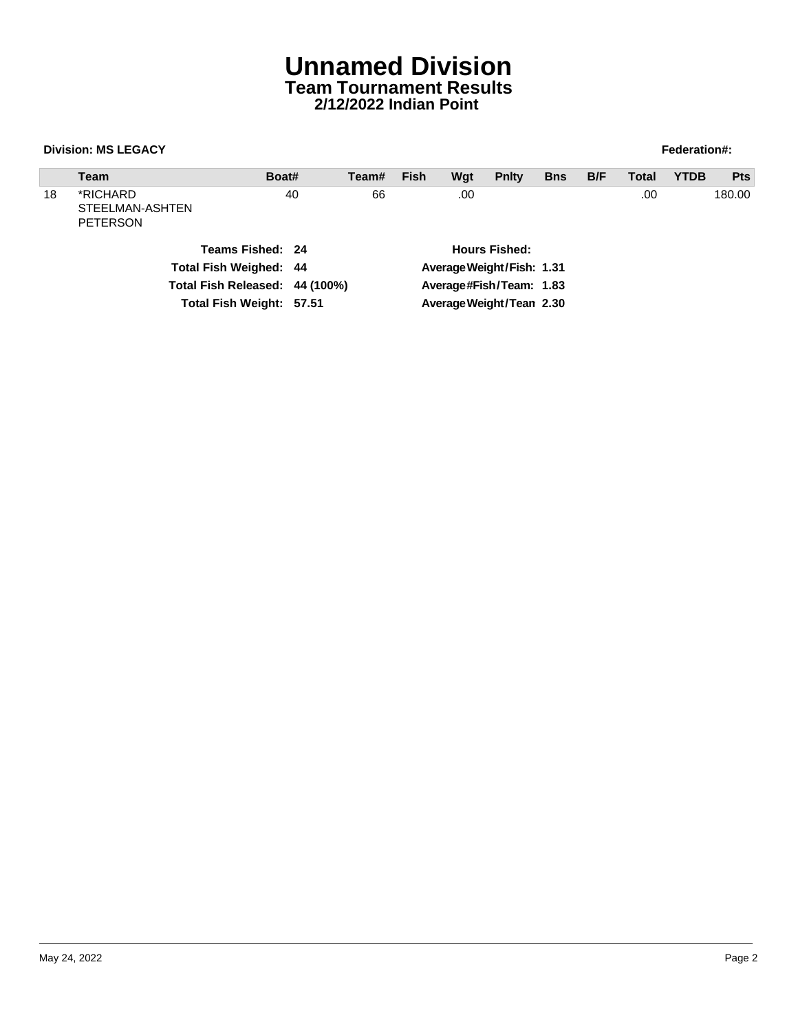# Unnamed Division
## Team Tournament Results
### 2/12/2022 Indian Point

**Division: MS LEGACY** **Federation#:**

| | Team | Boat# | Team# | Fish | Wgt | Pnlty | Bns | B/F | Total | YTDB | Pts |
|---|---|---|---|---|---|---|---|---|---|---|---|
| 18 | *RICHARD STEELMAN-ASHTEN PETERSON | 40 | 66 | | .00 | | | | .00 | | 180.00 |

| | | | |
|---|---|---|---|
| **Teams Fished:** | **24** | **Hours Fished:** | |
| **Total Fish Weighed:** | **44** | **Average Weight/Fish:** | **1.31** |
| **Total Fish Released:** | **44 (100%)** | **Average #Fish/Team:** | **1.83** |
| **Total Fish Weight:** | **57.51** | **Average Weight/Tean** | **2.30** |

May 24, 2022